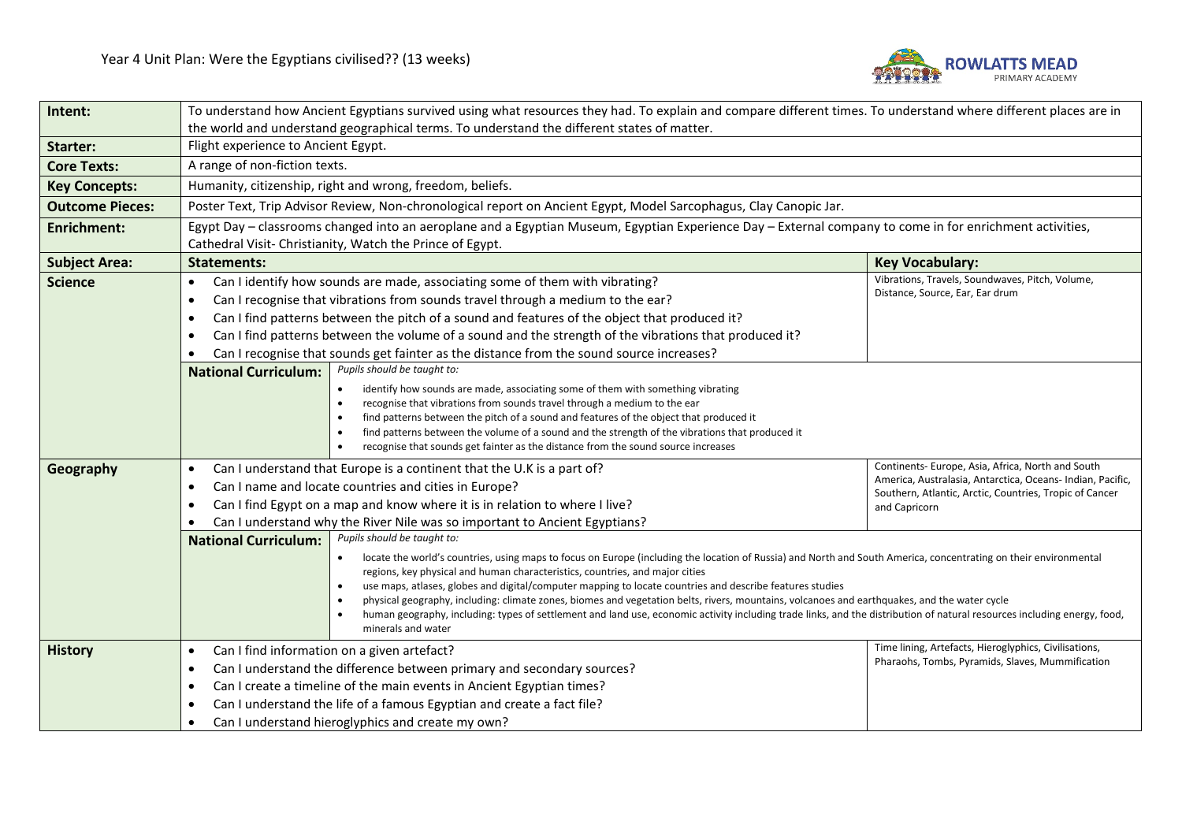# Year 4 Unit Plan: Were the Egyptians civilised?? (13 weeks)

| | | |
|---|---|---|
| **Intent:** | To understand how Ancient Egyptians survived using what resources they had. To explain and compare different times. To understand where different places are in the world and understand geographical terms. To understand the different states of matter. | |
| **Starter:** | Flight experience to Ancient Egypt. | |
| **Core Texts:** | A range of non-fiction texts. | |
| **Key Concepts:** | Humanity, citizenship, right and wrong, freedom, beliefs. | |
| **Outcome Pieces:** | Poster Text, Trip Advisor Review, Non-chronological report on Ancient Egypt, Model Sarcophagus, Clay Canopic Jar. | |
| **Enrichment:** | Egypt Day – classrooms changed into an aeroplane and a Egyptian Museum, Egyptian Experience Day – External company to come in for enrichment activities, Cathedral Visit- Christianity, Watch the Prince of Egypt. | |
| **Subject Area:** | **Statements:** | **Key Vocabulary:** |
| **Science** | • Can I identify how sounds are made, associating some of them with vibrating?<br>• Can I recognise that vibrations from sounds travel through a medium to the ear?<br>• Can I find patterns between the pitch of a sound and features of the object that produced it?<br>• Can I find patterns between the volume of a sound and the strength of the vibrations that produced it?<br>• Can I recognise that sounds get fainter as the distance from the sound source increases? | Vibrations, Travels, Soundwaves, Pitch, Volume, Distance, Source, Ear, Ear drum |
| | **National Curriculum:** *Pupils should be taught to:*<br>• identify how sounds are made, associating some of them with something vibrating<br>• recognise that vibrations from sounds travel through a medium to the ear<br>• find patterns between the pitch of a sound and features of the object that produced it<br>• find patterns between the volume of a sound and the strength of the vibrations that produced it<br>• recognise that sounds get fainter as the distance from the sound source increases | |
| **Geography** | • Can I understand that Europe is a continent that the U.K is a part of?<br>• Can I name and locate countries and cities in Europe?<br>• Can I find Egypt on a map and know where it is in relation to where I live?<br>• Can I understand why the River Nile was so important to Ancient Egyptians? | Continents- Europe, Asia, Africa, North and South America, Australasia, Antarctica, Oceans- Indian, Pacific, Southern, Atlantic, Arctic, Countries, Tropic of Cancer and Capricorn |
| | **National Curriculum:** *Pupils should be taught to:*<br>• locate the world's countries, using maps to focus on Europe (including the location of Russia) and North and South America, concentrating on their environmental regions, key physical and human characteristics, countries, and major cities<br>• use maps, atlases, globes and digital/computer mapping to locate countries and describe features studies<br>• physical geography, including: climate zones, biomes and vegetation belts, rivers, mountains, volcanoes and earthquakes, and the water cycle<br>• human geography, including: types of settlement and land use, economic activity including trade links, and the distribution of natural resources including energy, food, minerals and water | |
| **History** | • Can I find information on a given artefact?<br>• Can I understand the difference between primary and secondary sources?<br>• Can I create a timeline of the main events in Ancient Egyptian times?<br>• Can I understand the life of a famous Egyptian and create a fact file?<br>• Can I understand hieroglyphics and create my own? | Time lining, Artefacts, Hieroglyphics, Civilisations, Pharaohs, Tombs, Pyramids, Slaves, Mummification |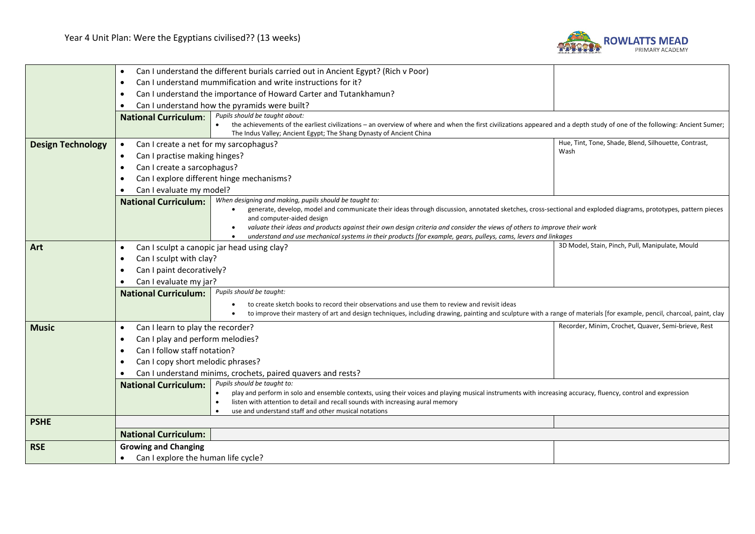# Year 4 Unit Plan: Were the Egyptians civilised?? (13 weeks)

| Subject | Objectives | | Vocabulary |
|---|---|---|---|
| | • Can I understand the different burials carried out in Ancient Egypt? (Rich v Poor)<br>• Can I understand mummification and write instructions for it?<br>• Can I understand the importance of Howard Carter and Tutankhamun?<br>• Can I understand how the pyramids were built? | | |
| | **National Curriculum:** | *Pupils should be taught about:*<br>• the achievements of the earliest civilizations – an overview of where and when the first civilizations appeared and a depth study of one of the following: Ancient Sumer; The Indus Valley; Ancient Egypt; The Shang Dynasty of Ancient China | |
| **Design Technology** | • Can I create a net for my sarcophagus?<br>• Can I practise making hinges?<br>• Can I create a sarcophagus?<br>• Can I explore different hinge mechanisms?<br>• Can I evaluate my model? | | Hue, Tint, Tone, Shade, Blend, Silhouette, Contrast, Wash |
| | **National Curriculum:** | *When designing and making, pupils should be taught to:*<br>• generate, develop, model and communicate their ideas through discussion, annotated sketches, cross-sectional and exploded diagrams, prototypes, pattern pieces and computer-aided design<br>• *valuate their ideas and products against their own design criteria and consider the views of others to improve their work*<br>• *understand and use mechanical systems in their products [for example, gears, pulleys, cams, levers and linkages* | |
| **Art** | • Can I sculpt a canopic jar head using clay?<br>• Can I sculpt with clay?<br>• Can I paint decoratively?<br>• Can I evaluate my jar? | | 3D Model, Stain, Pinch, Pull, Manipulate, Mould |
| | **National Curriculum:** | *Pupils should be taught:*<br>• to create sketch books to record their observations and use them to review and revisit ideas<br>• to improve their mastery of art and design techniques, including drawing, painting and sculpture with a range of materials [for example, pencil, charcoal, paint, clay | |
| **Music** | • Can I learn to play the recorder?<br>• Can I play and perform melodies?<br>• Can I follow staff notation?<br>• Can I copy short melodic phrases?<br>• Can I understand minims, crochets, paired quavers and rests? | | Recorder, Minim, Crochet, Quaver, Semi-brieve, Rest |
| | **National Curriculum:** | *Pupils should be taught to:*<br>• play and perform in solo and ensemble contexts, using their voices and playing musical instruments with increasing accuracy, fluency, control and expression<br>• listen with attention to detail and recall sounds with increasing aural memory<br>• use and understand staff and other musical notations | |
| **PSHE** | | | |
| | **National Curriculum:** | | |
| **RSE** | **Growing and Changing**<br>• Can I explore the human life cycle? | | |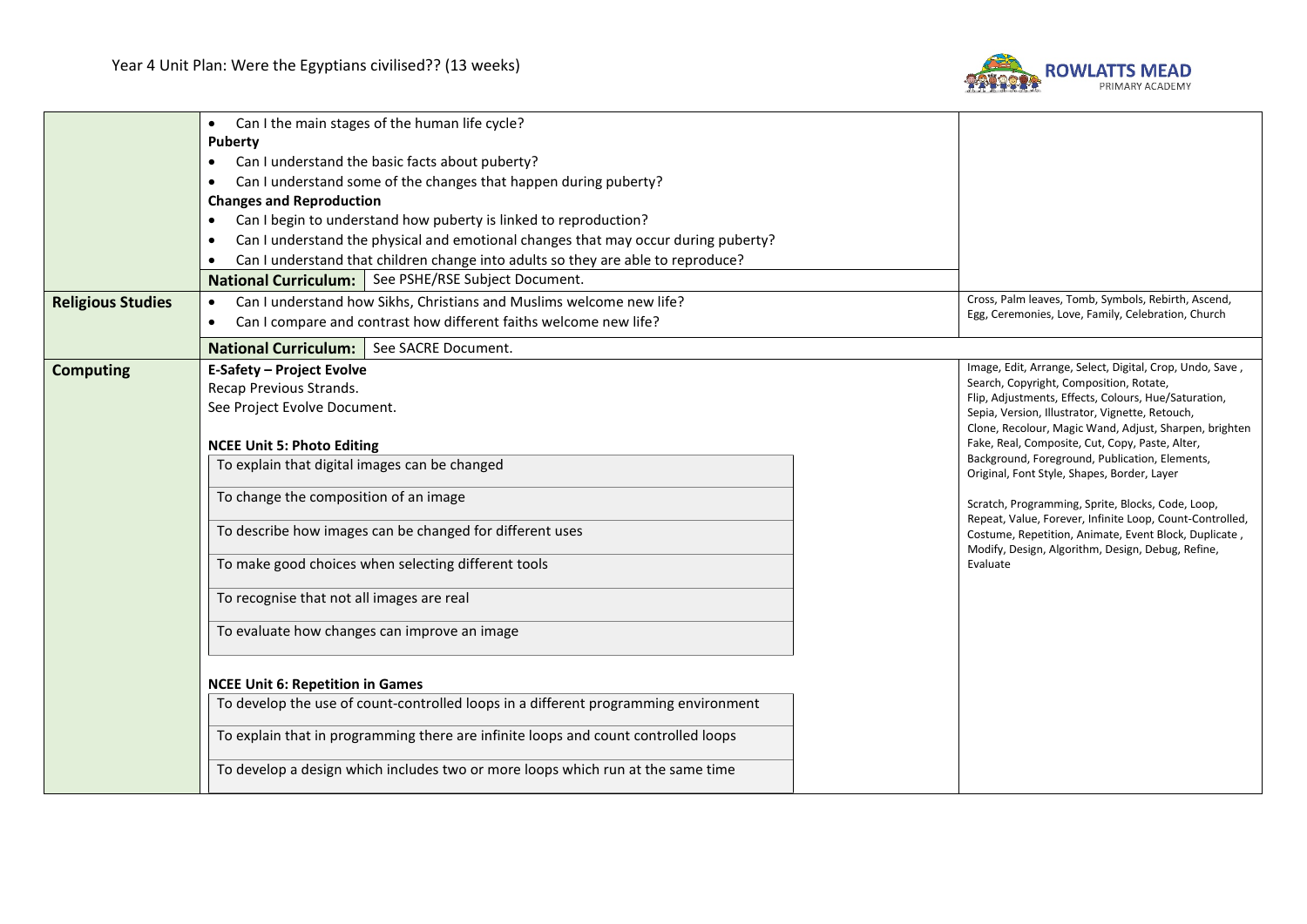Year 4 Unit Plan: Were the Egyptians civilised?? (13 weeks)

| Subject | Content | Vocabulary |
|---|---|---|
| | • Can I the main stages of the human life cycle?<br>**Puberty**<br>• Can I understand the basic facts about puberty?<br>• Can I understand some of the changes that happen during puberty?<br>**Changes and Reproduction**<br>• Can I begin to understand how puberty is linked to reproduction?<br>• Can I understand the physical and emotional changes that may occur during puberty?<br>• Can I understand that children change into adults so they are able to reproduce?<br>**National Curriculum:** See PSHE/RSE Subject Document. | |
| **Religious Studies** | • Can I understand how Sikhs, Christians and Muslims welcome new life?<br>• Can I compare and contrast how different faiths welcome new life?<br>**National Curriculum:** See SACRE Document. | Cross, Palm leaves, Tomb, Symbols, Rebirth, Ascend, Egg, Ceremonies, Love, Family, Celebration, Church |
| **Computing** | **E-Safety – Project Evolve**<br>Recap Previous Strands.<br>See Project Evolve Document.<br><br>**NCEE Unit 5: Photo Editing**<br>To explain that digital images can be changed<br>To change the composition of an image<br>To describe how images can be changed for different uses<br>To make good choices when selecting different tools<br>To recognise that not all images are real<br>To evaluate how changes can improve an image<br><br>**NCEE Unit 6: Repetition in Games**<br>To develop the use of count-controlled loops in a different programming environment<br>To explain that in programming there are infinite loops and count controlled loops<br>To develop a design which includes two or more loops which run at the same time | Image, Edit, Arrange, Select, Digital, Crop, Undo, Save, Search, Copyright, Composition, Rotate, Flip, Adjustments, Effects, Colours, Hue/Saturation, Sepia, Version, Illustrator, Vignette, Retouch, Clone, Recolour, Magic Wand, Adjust, Sharpen, brighten Fake, Real, Composite, Cut, Copy, Paste, Alter, Background, Foreground, Publication, Elements, Original, Font Style, Shapes, Border, Layer<br><br>Scratch, Programming, Sprite, Blocks, Code, Loop, Repeat, Value, Forever, Infinite Loop, Count-Controlled, Costume, Repetition, Animate, Event Block, Duplicate, Modify, Design, Algorithm, Design, Debug, Refine, Evaluate |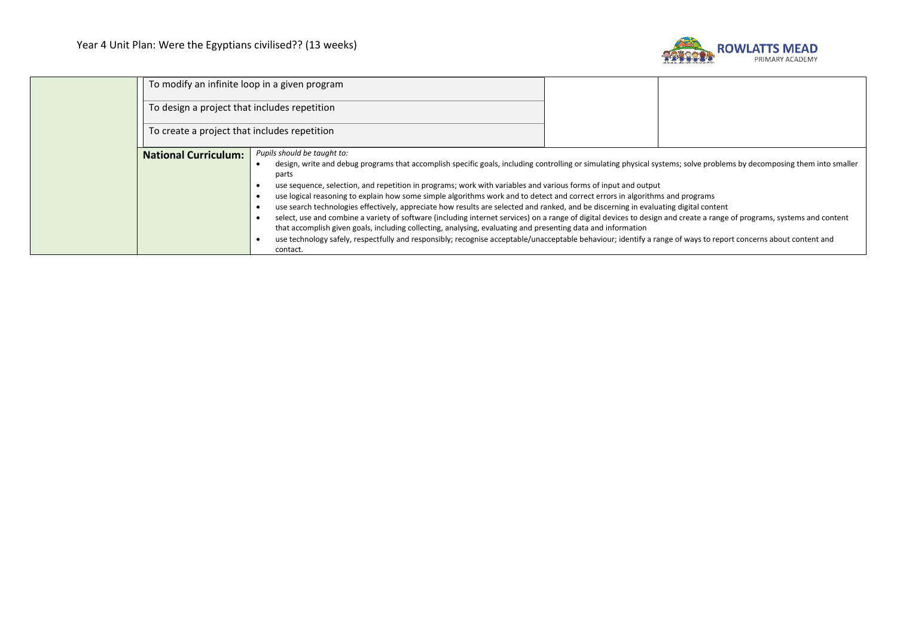| | | | | |
|---|---|---|---|---|
| | To modify an infinite loop in a given program | | | |
| | To design a project that includes repetition | | | |
| | To create a project that includes repetition | | | |
| | **National Curriculum:** | *Pupils should be taught to:*<br>• design, write and debug programs that accomplish specific goals, including controlling or simulating physical systems; solve problems by decomposing them into smaller parts<br>• use sequence, selection, and repetition in programs; work with variables and various forms of input and output<br>• use logical reasoning to explain how some simple algorithms work and to detect and correct errors in algorithms and programs<br>• use search technologies effectively, appreciate how results are selected and ranked, and be discerning in evaluating digital content<br>• select, use and combine a variety of software (including internet services) on a range of digital devices to design and create a range of programs, systems and content that accomplish given goals, including collecting, analysing, evaluating and presenting data and information<br>• use technology safely, respectfully and responsibly; recognise acceptable/unacceptable behaviour; identify a range of ways to report concerns about content and contact. | | |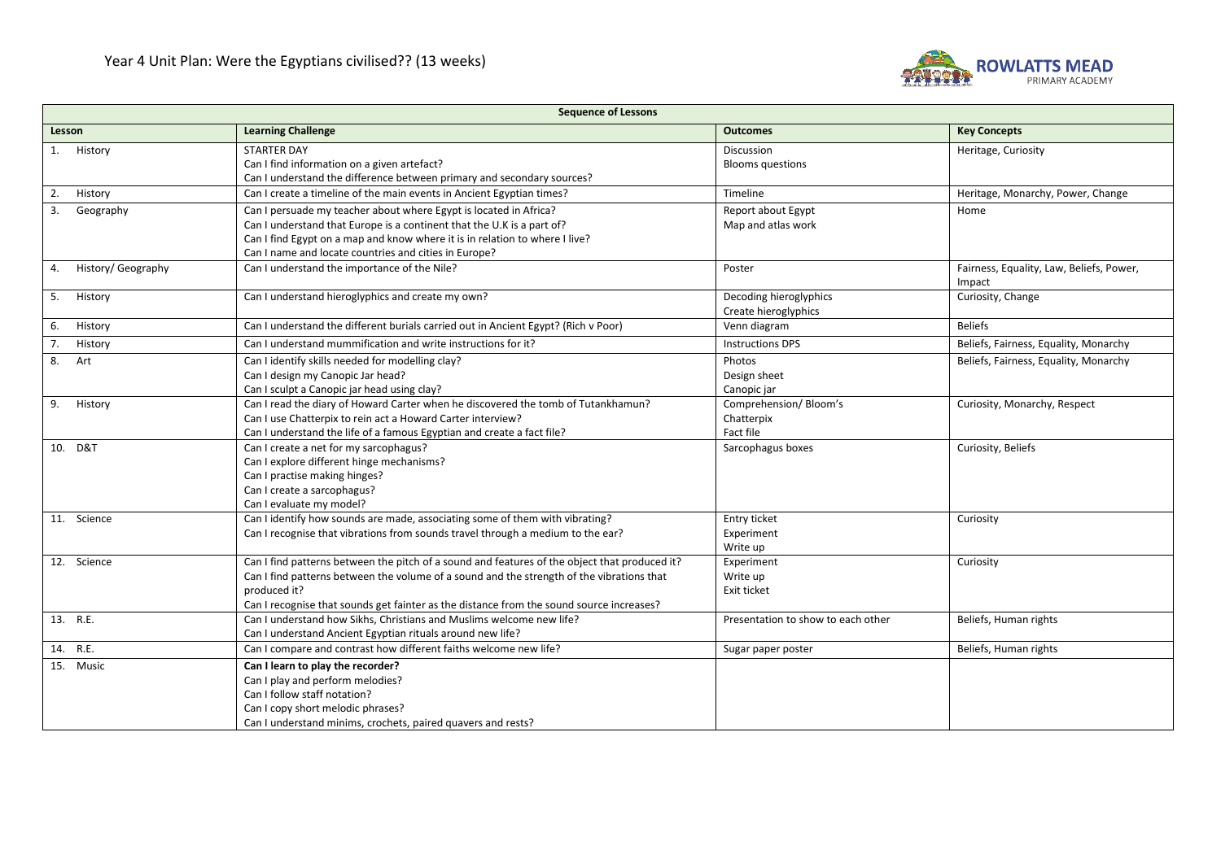# Year 4 Unit Plan: Were the Egyptians civilised?? (13 weeks)

ROWLATTS MEAD PRIMARY ACADEMY

| Sequence of Lessons | | | |
|---|---|---|---|
| **Lesson** | **Learning Challenge** | **Outcomes** | **Key Concepts** |
| 1. History | STARTER DAY<br>Can I find information on a given artefact?<br>Can I understand the difference between primary and secondary sources? | Discussion<br>Blooms questions | Heritage, Curiosity |
| 2. History | Can I create a timeline of the main events in Ancient Egyptian times? | Timeline | Heritage, Monarchy, Power, Change |
| 3. Geography | Can I persuade my teacher about where Egypt is located in Africa?<br>Can I understand that Europe is a continent that the U.K is a part of?<br>Can I find Egypt on a map and know where it is in relation to where I live?<br>Can I name and locate countries and cities in Europe? | Report about Egypt<br>Map and atlas work | Home |
| 4. History/ Geography | Can I understand the importance of the Nile? | Poster | Fairness, Equality, Law, Beliefs, Power, Impact |
| 5. History | Can I understand hieroglyphics and create my own? | Decoding hieroglyphics<br>Create hieroglyphics | Curiosity, Change |
| 6. History | Can I understand the different burials carried out in Ancient Egypt? (Rich v Poor) | Venn diagram | Beliefs |
| 7. History | Can I understand mummification and write instructions for it? | Instructions DPS | Beliefs, Fairness, Equality, Monarchy |
| 8. Art | Can I identify skills needed for modelling clay?<br>Can I design my Canopic Jar head?<br>Can I sculpt a Canopic jar head using clay? | Photos<br>Design sheet<br>Canopic jar | Beliefs, Fairness, Equality, Monarchy |
| 9. History | Can I read the diary of Howard Carter when he discovered the tomb of Tutankhamun?<br>Can I use Chatterpix to rein act a Howard Carter interview?<br>Can I understand the life of a famous Egyptian and create a fact file? | Comprehension/ Bloom's<br>Chatterpix<br>Fact file | Curiosity, Monarchy, Respect |
| 10. D&T | Can I create a net for my sarcophagus?<br>Can I explore different hinge mechanisms?<br>Can I practise making hinges?<br>Can I create a sarcophagus?<br>Can I evaluate my model? | Sarcophagus boxes | Curiosity, Beliefs |
| 11. Science | Can I identify how sounds are made, associating some of them with vibrating?<br>Can I recognise that vibrations from sounds travel through a medium to the ear? | Entry ticket<br>Experiment<br>Write up | Curiosity |
| 12. Science | Can I find patterns between the pitch of a sound and features of the object that produced it?<br>Can I find patterns between the volume of a sound and the strength of the vibrations that produced it?<br>Can I recognise that sounds get fainter as the distance from the sound source increases? | Experiment<br>Write up<br>Exit ticket | Curiosity |
| 13. R.E. | Can I understand how Sikhs, Christians and Muslims welcome new life?<br>Can I understand Ancient Egyptian rituals around new life? | Presentation to show to each other | Beliefs, Human rights |
| 14. R.E. | Can I compare and contrast how different faiths welcome new life? | Sugar paper poster | Beliefs, Human rights |
| 15. Music | **Can I learn to play the recorder?**<br>Can I play and perform melodies?<br>Can I follow staff notation?<br>Can I copy short melodic phrases?<br>Can I understand minims, crochets, paired quavers and rests? | | |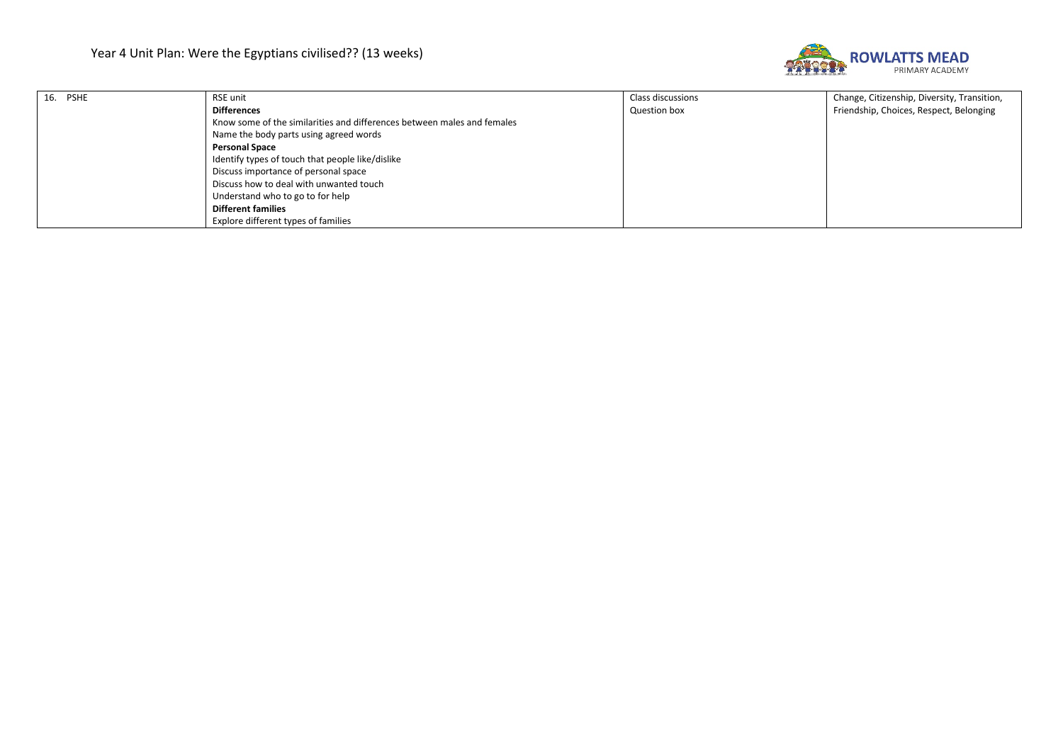# Year 4 Unit Plan: Were the Egyptians civilised?? (13 weeks)

| | | | |
|---|---|---|---|
| 16. PSHE | RSE unit<br>**Differences**<br>Know some of the similarities and differences between males and females<br>Name the body parts using agreed words<br>**Personal Space**<br>Identify types of touch that people like/dislike<br>Discuss importance of personal space<br>Discuss how to deal with unwanted touch<br>Understand who to go to for help<br>**Different families**<br>Explore different types of families | Class discussions<br>Question box | Change, Citizenship, Diversity, Transition, Friendship, Choices, Respect, Belonging |